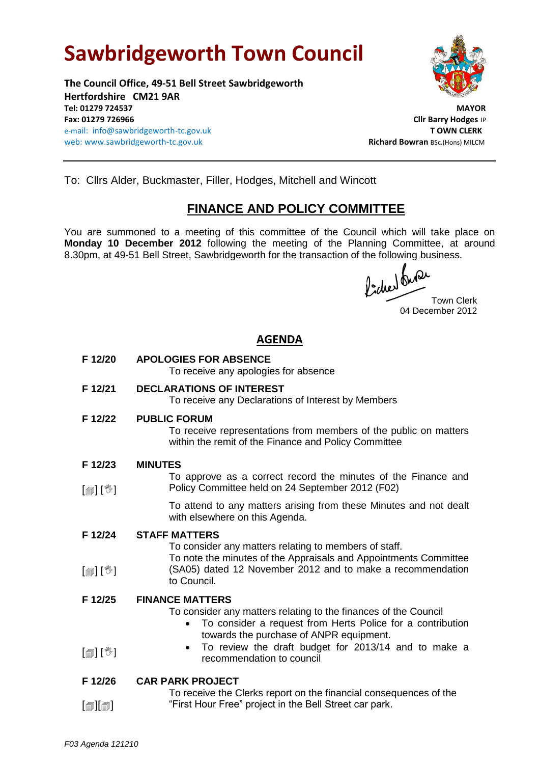# Sawbridgeworth Town Council

**The Council Office, 49-51 Bell Street Sawbridgeworth**
**Hertfordshire CM21 9AR**
**Tel: 01279 724537**
**Fax: 01279 726966**
e-mail: info@sawbridgeworth-tc.gov.uk
web: www.sawbridgeworth-tc.gov.uk

**MAYOR**
**Cllr Barry Hodges** JP
**T OWN CLERK**
**Richard Bowran** BSc.(Hons) MILCM

---

To: Cllrs Alder, Buckmaster, Filler, Hodges, Mitchell and Wincott

## FINANCE AND POLICY COMMITTEE

You are summoned to a meeting of this committee of the Council which will take place on **Monday 10 December 2012** following the meeting of the Planning Committee, at around 8.30pm, at 49-51 Bell Street, Sawbridgeworth for the transaction of the following business.

Town Clerk
04 December 2012

## AGENDA

**F 12/20 APOLOGIES FOR ABSENCE**
To receive any apologies for absence

**F 12/21 DECLARATIONS OF INTEREST**
To receive any Declarations of Interest by Members

**F 12/22 PUBLIC FORUM**
To receive representations from members of the public on matters within the remit of the Finance and Policy Committee

**F 12/23 MINUTES**
[🗐] [✋] To approve as a correct record the minutes of the Finance and Policy Committee held on 24 September 2012 (F02)

To attend to any matters arising from these Minutes and not dealt with elsewhere on this Agenda.

**F 12/24 STAFF MATTERS**
To consider any matters relating to members of staff.
[🗐] [✋] To note the minutes of the Appraisals and Appointments Committee (SA05) dated 12 November 2012 and to make a recommendation to Council.

**F 12/25 FINANCE MATTERS**
To consider any matters relating to the finances of the Council
- To consider a request from Herts Police for a contribution towards the purchase of ANPR equipment.
- [🗐] [✋] To review the draft budget for 2013/14 and to make a recommendation to council

**F 12/26 CAR PARK PROJECT**
[🗐][🗐] To receive the Clerks report on the financial consequences of the "First Hour Free" project in the Bell Street car park.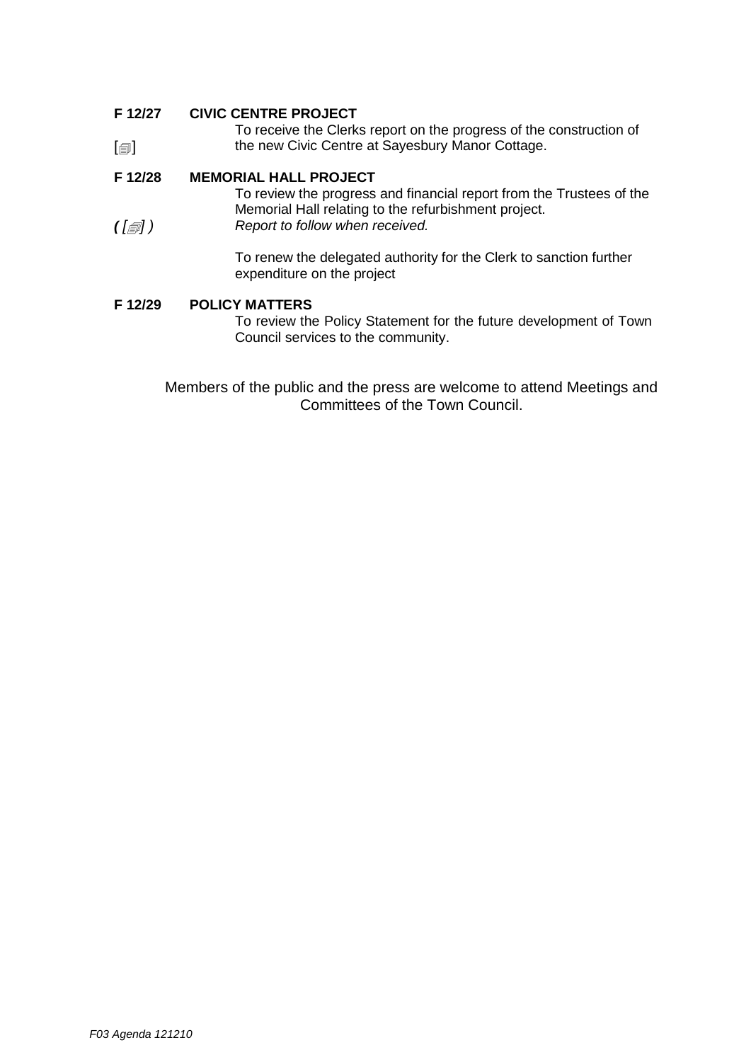**F 12/27 CIVIC CENTRE PROJECT**

[🗐] To receive the Clerks report on the progress of the construction of the new Civic Centre at Sayesbury Manor Cottage.

**F 12/28 MEMORIAL HALL PROJECT**

To review the progress and financial report from the Trustees of the Memorial Hall relating to the refurbishment project.

*( [🗐] ) Report to follow when received.*

To renew the delegated authority for the Clerk to sanction further expenditure on the project

**F 12/29 POLICY MATTERS**

To review the Policy Statement for the future development of Town Council services to the community.

Members of the public and the press are welcome to attend Meetings and Committees of the Town Council.

*F03 Agenda 121210*